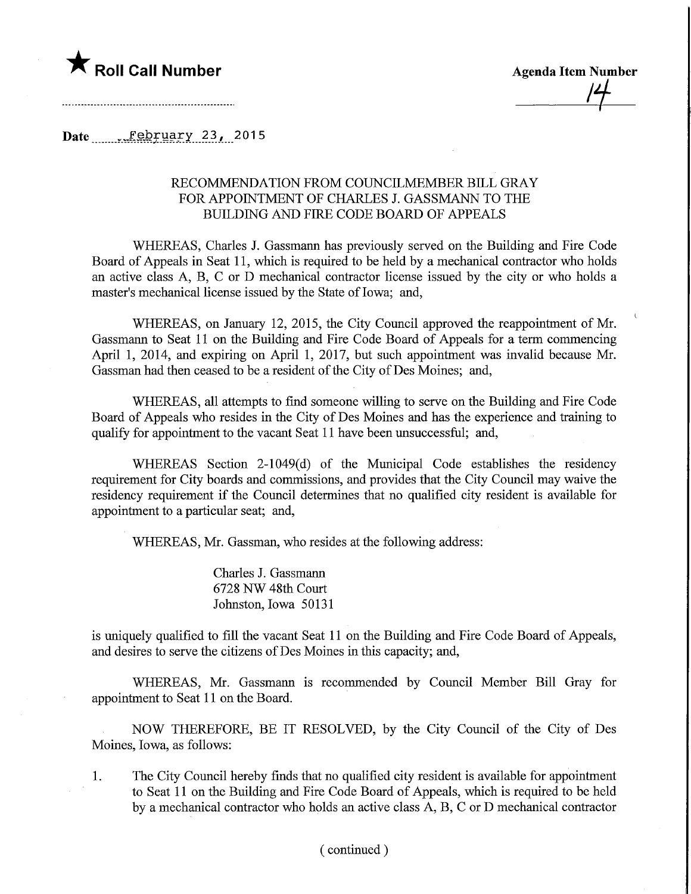★ **Roll Call Number**

**Agenda Item Number** 14

Date February 23, 2015

RECOMMENDATION FROM COUNCILMEMBER BILL GRAY FOR APPOINTMENT OF CHARLES J. GASSMANN TO THE BUILDING AND FIRE CODE BOARD OF APPEALS

WHEREAS, Charles J. Gassmann has previously served on the Building and Fire Code Board of Appeals in Seat 11, which is required to be held by a mechanical contractor who holds an active class A, B, C or D mechanical contractor license issued by the city or who holds a master's mechanical license issued by the State of Iowa; and,

WHEREAS, on January 12, 2015, the City Council approved the reappointment of Mr. Gassmann to Seat 11 on the Building and Fire Code Board of Appeals for a term commencing April 1, 2014, and expiring on April 1, 2017, but such appointment was invalid because Mr. Gassman had then ceased to be a resident of the City of Des Moines; and,

WHEREAS, all attempts to find someone willing to serve on the Building and Fire Code Board of Appeals who resides in the City of Des Moines and has the experience and training to qualify for appointment to the vacant Seat 11 have been unsuccessful; and,

WHEREAS Section 2-1049(d) of the Municipal Code establishes the residency requirement for City boards and commissions, and provides that the City Council may waive the residency requirement if the Council determines that no qualified city resident is available for appointment to a particular seat; and,

WHEREAS, Mr. Gassman, who resides at the following address:

Charles J. Gassmann
6728 NW 48th Court
Johnston, Iowa 50131

is uniquely qualified to fill the vacant Seat 11 on the Building and Fire Code Board of Appeals, and desires to serve the citizens of Des Moines in this capacity; and,

WHEREAS, Mr. Gassmann is recommended by Council Member Bill Gray for appointment to Seat 11 on the Board.

NOW THEREFORE, BE IT RESOLVED, by the City Council of the City of Des Moines, Iowa, as follows:

1. The City Council hereby finds that no qualified city resident is available for appointment to Seat 11 on the Building and Fire Code Board of Appeals, which is required to be held by a mechanical contractor who holds an active class A, B, C or D mechanical contractor

( continued )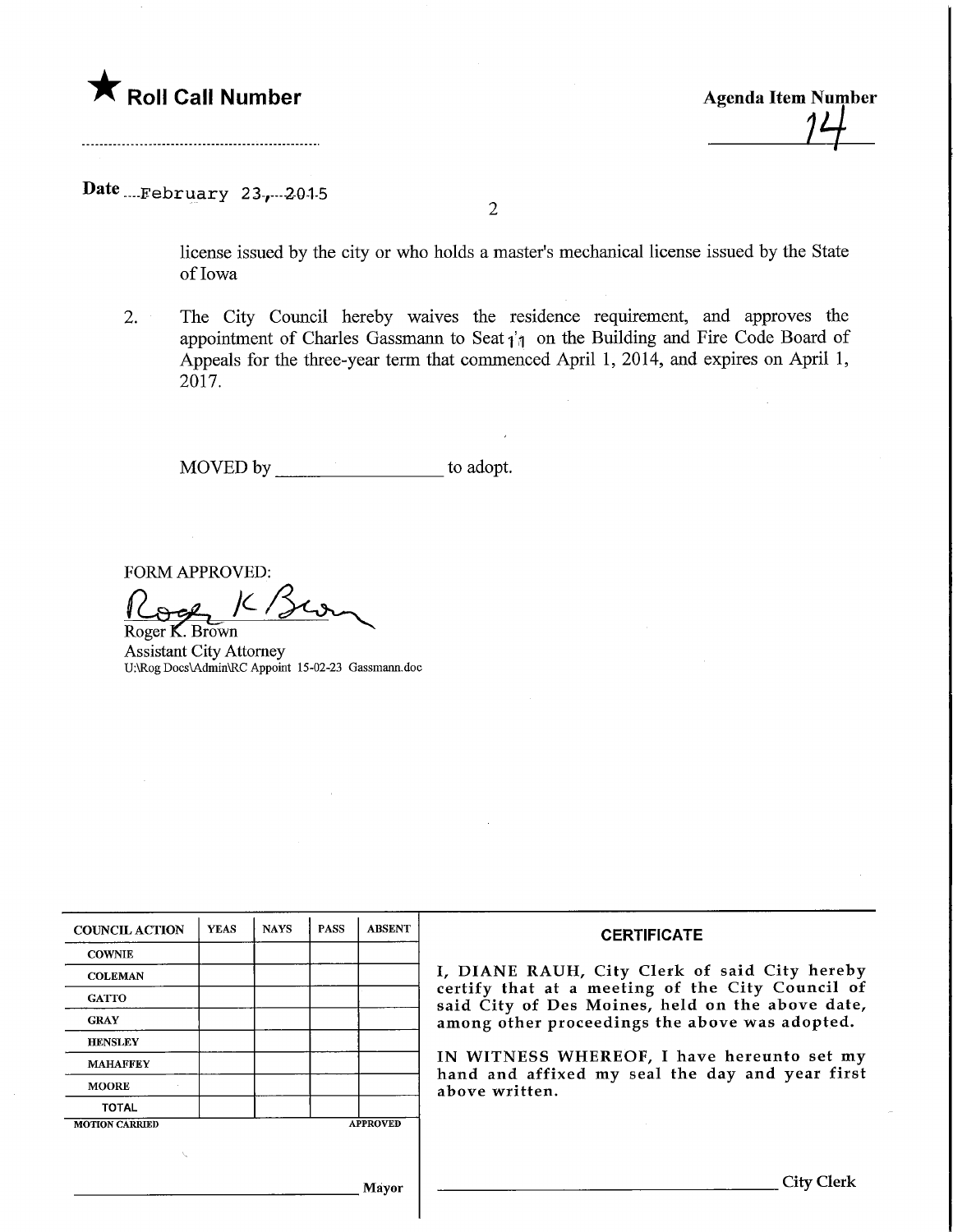★ **Roll Call Number**

**Agenda Item Number**
14

Date February 23, 2015

license issued by the city or who holds a master's mechanical license issued by the State of Iowa

2. The City Council hereby waives the residence requirement, and approves the appointment of Charles Gassmann to Seat 11 on the Building and Fire Code Board of Appeals for the three-year term that commenced April 1, 2014, and expires on April 1, 2017.

MOVED by ________________ to adopt.

FORM APPROVED:

Roger K. Brown
Assistant City Attorney
U:\Rog Docs\Admin\RC Appoint 15-02-23 Gassmann.doc

| COUNCIL ACTION | YEAS | NAYS | PASS | ABSENT |
|---|---|---|---|---|
| COWNIE | | | | |
| COLEMAN | | | | |
| GATTO | | | | |
| GRAY | | | | |
| HENSLEY | | | | |
| MAHAFFEY | | | | |
| MOORE | | | | |
| TOTAL | | | | |
| MOTION CARRIED | | | | APPROVED |

________________________________ Mayor

**CERTIFICATE**

I, DIANE RAUH, City Clerk of said City hereby certify that at a meeting of the City Council of said City of Des Moines, held on the above date, among other proceedings the above was adopted.

IN WITNESS WHEREOF, I have hereunto set my hand and affixed my seal the day and year first above written.

________________________________ City Clerk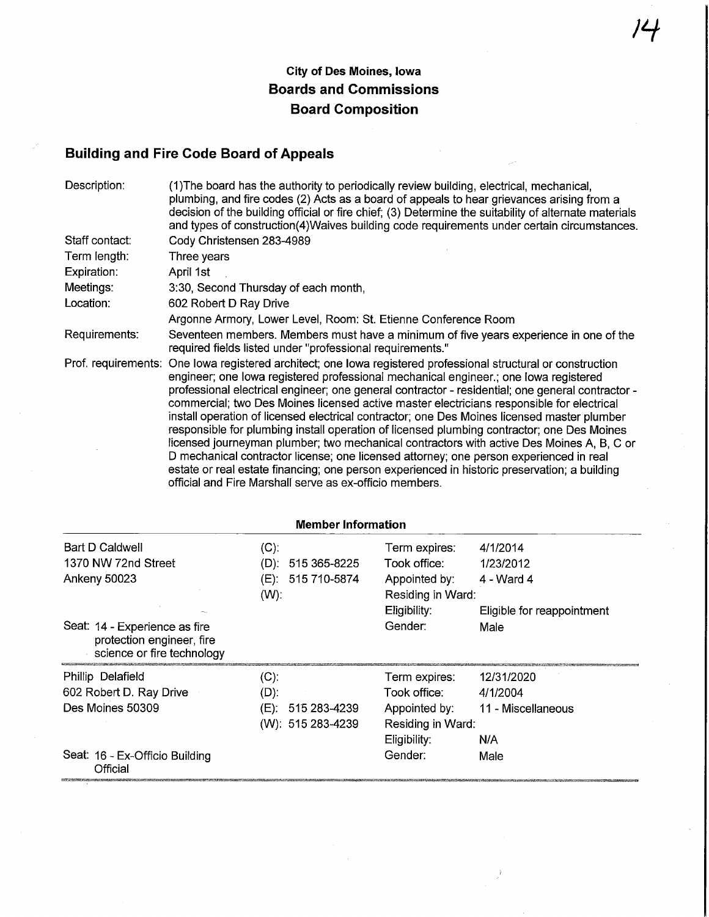**City of Des Moines, Iowa**
**Boards and Commissions**
**Board Composition**

## Building and Fire Code Board of Appeals

| | |
|---|---|
| Description: | (1)The board has the authority to periodically review building, electrical, mechanical, plumbing, and fire codes (2) Acts as a board of appeals to hear grievances arising from a decision of the building official or fire chief; (3) Determine the suitability of alternate materials and types of construction(4)Waives building code requirements under certain circumstances. |
| Staff contact: | Cody Christensen 283-4989 |
| Term length: | Three years |
| Expiration: | April 1st |
| Meetings: | 3:30, Second Thursday of each month, |
| Location: | 602 Robert D Ray Drive<br>Argonne Armory, Lower Level, Room: St. Etienne Conference Room |
| Requirements: | Seventeen members. Members must have a minimum of five years experience in one of the required fields listed under "professional requirements." |
| Prof. requirements: | One Iowa registered architect; one Iowa registered professional structural or construction engineer; one Iowa registered professional mechanical engineer.; one Iowa registered professional electrical engineer; one general contractor - residential; one general contractor - commercial; two Des Moines licensed active master electricians responsible for electrical install operation of licensed electrical contractor; one Des Moines licensed master plumber responsible for plumbing install operation of licensed plumbing contractor; one Des Moines licensed journeyman plumber; two mechanical contractors with active Des Moines A, B, C or D mechanical contractor license; one licensed attorney; one person experienced in real estate or real estate financing; one person experienced in historic preservation; a building official and Fire Marshall serve as ex-officio members. |

### Member Information

| | | | |
|---|---|---|---|
| Bart D Caldwell | (C): | Term expires: | 4/1/2014 |
| 1370 NW 72nd Street | (D): 515 365-8225 | Took office: | 1/23/2012 |
| Ankeny 50023 | (E): 515 710-5874 | Appointed by: | 4 - Ward 4 |
| | (W): | Residing in Ward: | |
| | | Eligibility: | Eligible for reappointment |
| Seat: 14 - Experience as fire protection engineer, fire science or fire technology | | Gender: | Male |
| Phillip Delafield | (C): | Term expires: | 12/31/2020 |
| 602 Robert D. Ray Drive | (D): | Took office: | 4/1/2004 |
| Des Moines 50309 | (E): 515 283-4239 | Appointed by: | 11 - Miscellaneous |
| | (W): 515 283-4239 | Residing in Ward: | |
| | | Eligibility: | N/A |
| Seat: 16 - Ex-Officio Building Official | | Gender: | Male |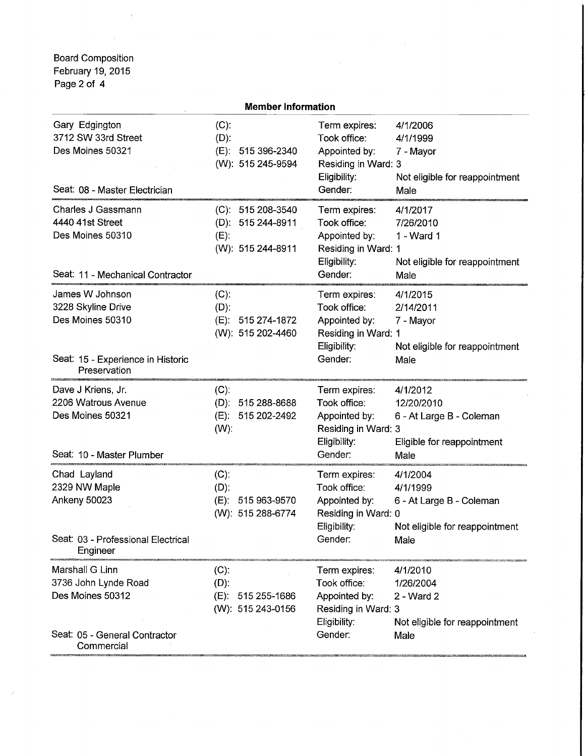Board Composition
February 19, 2015

## Member Information

| Name / Address | Phone | | |
|---|---|---|---|
| Gary Edgington<br>3712 SW 33rd Street<br>Des Moines 50321<br><br>Seat: 08 - Master Electrician | (C):<br>(D):<br>(E): 515 396-2340<br>(W): 515 245-9594 | Term expires:<br>Took office:<br>Appointed by:<br>Residing in Ward:<br>Eligibility:<br>Gender: | 4/1/2006<br>4/1/1999<br>7 - Mayor<br>3<br>Not eligible for reappointment<br>Male |
| Charles J Gassmann<br>4440 41st Street<br>Des Moines 50310<br><br>Seat: 11 - Mechanical Contractor | (C): 515 208-3540<br>(D): 515 244-8911<br>(E):<br>(W): 515 244-8911 | Term expires:<br>Took office:<br>Appointed by:<br>Residing in Ward:<br>Eligibility:<br>Gender: | 4/1/2017<br>7/26/2010<br>1 - Ward 1<br>1<br>Not eligible for reappointment<br>Male |
| James W Johnson<br>3228 Skyline Drive<br>Des Moines 50310<br><br>Seat: 15 - Experience in Historic Preservation | (C):<br>(D):<br>(E): 515 274-1872<br>(W): 515 202-4460 | Term expires:<br>Took office:<br>Appointed by:<br>Residing in Ward:<br>Eligibility:<br>Gender: | 4/1/2015<br>2/14/2011<br>7 - Mayor<br>1<br>Not eligible for reappointment<br>Male |
| Dave J Kriens, Jr.<br>2206 Watrous Avenue<br>Des Moines 50321<br><br>Seat: 10 - Master Plumber | (C):<br>(D): 515 288-8688<br>(E): 515 202-2492<br>(W): | Term expires:<br>Took office:<br>Appointed by:<br>Residing in Ward:<br>Eligibility:<br>Gender: | 4/1/2012<br>12/20/2010<br>6 - At Large B - Coleman<br>3<br>Eligible for reappointment<br>Male |
| Chad Layland<br>2329 NW Maple<br>Ankeny 50023<br><br>Seat: 03 - Professional Electrical Engineer | (C):<br>(D):<br>(E): 515 963-9570<br>(W): 515 288-6774 | Term expires:<br>Took office:<br>Appointed by:<br>Residing in Ward:<br>Eligibility:<br>Gender: | 4/1/2004<br>4/1/1999<br>6 - At Large B - Coleman<br>0<br>Not eligible for reappointment<br>Male |
| Marshall G Linn<br>3736 John Lynde Road<br>Des Moines 50312<br><br>Seat: 05 - General Contractor Commercial | (C):<br>(D):<br>(E): 515 255-1686<br>(W): 515 243-0156 | Term expires:<br>Took office:<br>Appointed by:<br>Residing in Ward:<br>Eligibility:<br>Gender: | 4/1/2010<br>1/26/2004<br>2 - Ward 2<br>3<br>Not eligible for reappointment<br>Male |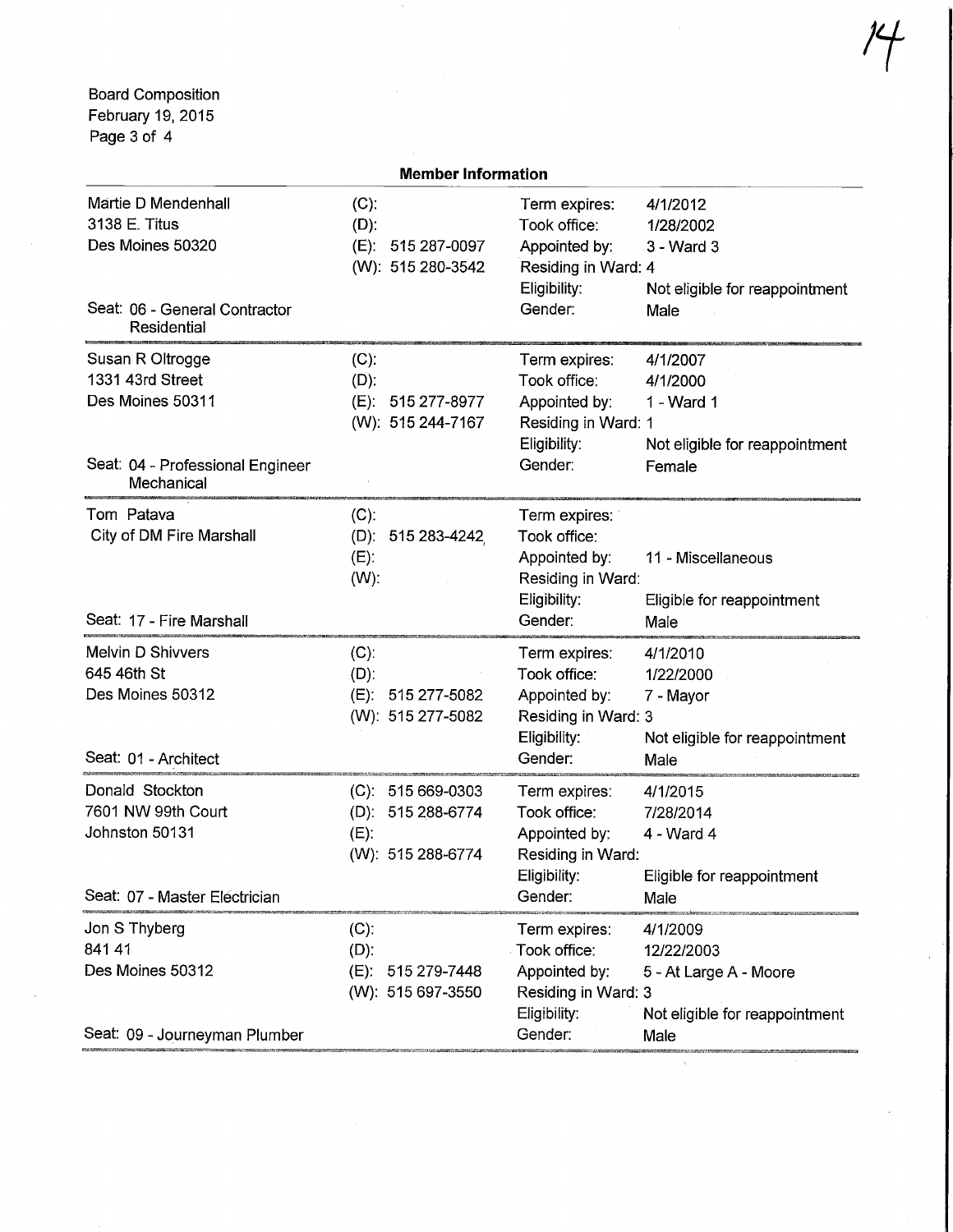Board Composition
February 19, 2015

## Member Information

| Member | Phone | Details | |
|---|---|---|---|
| Martie D Mendenhall<br>3138 E. Titus<br>Des Moines 50320<br><br>Seat: 06 - General Contractor Residential | (C):<br>(D):<br>(E): 515 287-0097<br>(W): 515 280-3542 | Term expires:<br>Took office:<br>Appointed by:<br>Residing in Ward:<br>Eligibility:<br>Gender: | 4/1/2012<br>1/28/2002<br>3 - Ward 3<br>4<br>Not eligible for reappointment<br>Male |
| Susan R Oltrogge<br>1331 43rd Street<br>Des Moines 50311<br><br>Seat: 04 - Professional Engineer Mechanical | (C):<br>(D):<br>(E): 515 277-8977<br>(W): 515 244-7167 | Term expires:<br>Took office:<br>Appointed by:<br>Residing in Ward:<br>Eligibility:<br>Gender: | 4/1/2007<br>4/1/2000<br>1 - Ward 1<br>1<br>Not eligible for reappointment<br>Female |
| Tom Patava<br>City of DM Fire Marshall<br><br>Seat: 17 - Fire Marshall | (C):<br>(D): 515 283-4242<br>(E):<br>(W): | Term expires:<br>Took office:<br>Appointed by:<br>Residing in Ward:<br>Eligibility:<br>Gender: | <br><br>11 - Miscellaneous<br><br>Eligible for reappointment<br>Male |
| Melvin D Shivvers<br>645 46th St<br>Des Moines 50312<br><br>Seat: 01 - Architect | (C):<br>(D):<br>(E): 515 277-5082<br>(W): 515 277-5082 | Term expires:<br>Took office:<br>Appointed by:<br>Residing in Ward:<br>Eligibility:<br>Gender: | 4/1/2010<br>1/22/2000<br>7 - Mayor<br>3<br>Not eligible for reappointment<br>Male |
| Donald Stockton<br>7601 NW 99th Court<br>Johnston 50131<br><br>Seat: 07 - Master Electrician | (C): 515 669-0303<br>(D): 515 288-6774<br>(E):<br>(W): 515 288-6774 | Term expires:<br>Took office:<br>Appointed by:<br>Residing in Ward:<br>Eligibility:<br>Gender: | 4/1/2015<br>7/28/2014<br>4 - Ward 4<br><br>Eligible for reappointment<br>Male |
| Jon S Thyberg<br>841 41<br>Des Moines 50312<br><br>Seat: 09 - Journeyman Plumber | (C):<br>(D):<br>(E): 515 279-7448<br>(W): 515 697-3550 | Term expires:<br>Took office:<br>Appointed by:<br>Residing in Ward:<br>Eligibility:<br>Gender: | 4/1/2009<br>12/22/2003<br>5 - At Large A - Moore<br>3<br>Not eligible for reappointment<br>Male |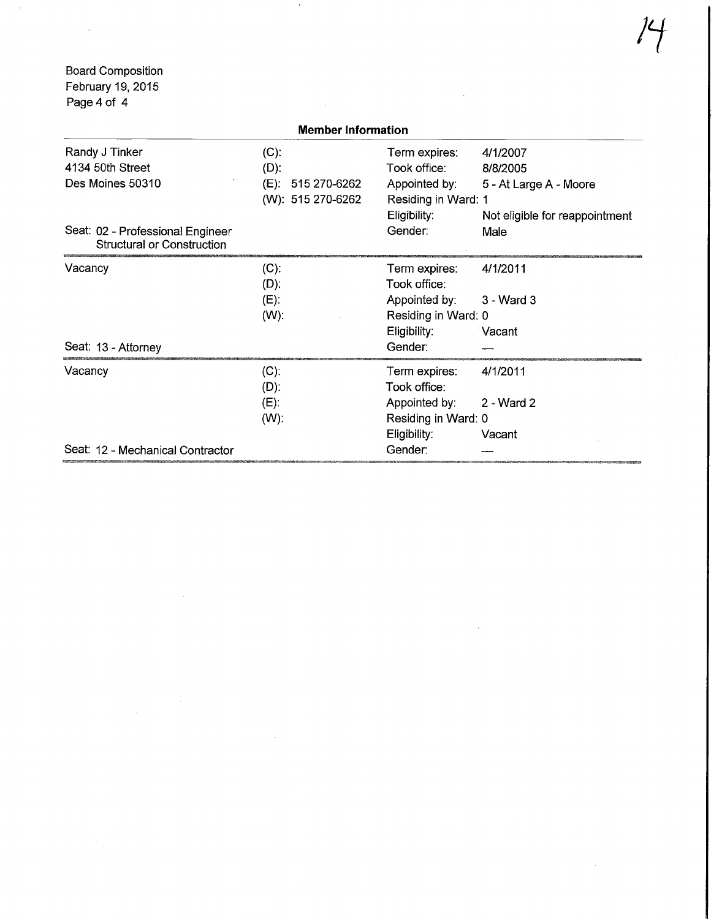Board Composition
February 19, 2015

## Member Information

| | | | |
|---|---|---|---|
| Randy J Tinker<br>4134 50th Street<br>Des Moines 50310<br><br>Seat: 02 - Professional Engineer Structural or Construction | (C):<br>(D):<br>(E): 515 270-6262<br>(W): 515 270-6262 | Term expires:<br>Took office:<br>Appointed by:<br>Residing in Ward:<br>Eligibility:<br>Gender: | 4/1/2007<br>8/8/2005<br>5 - At Large A - Moore<br>1<br>Not eligible for reappointment<br>Male |
| Vacancy<br><br>Seat: 13 - Attorney | (C):<br>(D):<br>(E):<br>(W): | Term expires:<br>Took office:<br>Appointed by:<br>Residing in Ward:<br>Eligibility:<br>Gender: | 4/1/2011<br><br>3 - Ward 3<br>0<br>Vacant<br>— |
| Vacancy<br><br>Seat: 12 - Mechanical Contractor | (C):<br>(D):<br>(E):<br>(W): | Term expires:<br>Took office:<br>Appointed by:<br>Residing in Ward:<br>Eligibility:<br>Gender: | 4/1/2011<br><br>2 - Ward 2<br>0<br>Vacant<br>— |